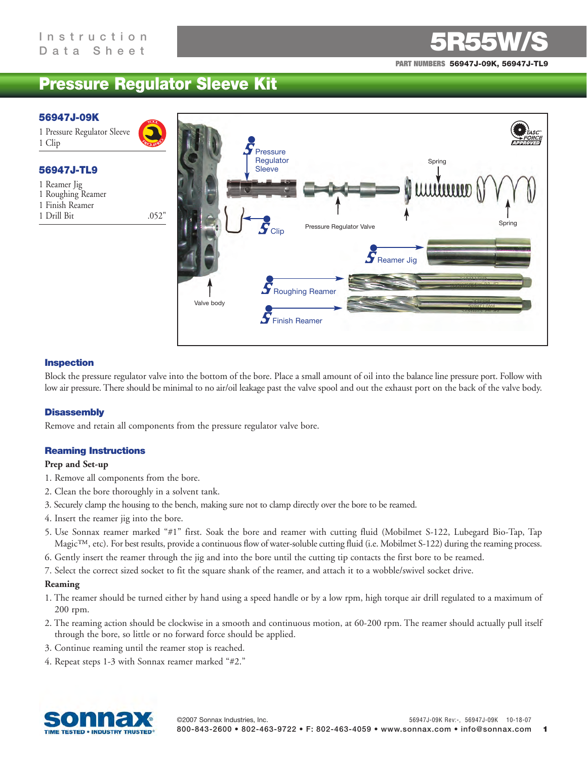Instruction Data Sheet

# 5R55W/S

**PART NUMBERS** **56947J-09K, 56947J-TL9**

## Pressure Regulator Sleeve Kit

### 56947J-09K

1 Pressure Regulator Sleeve
1 Clip

### 56947J-TL9

| | |
|---|---|
| 1 Reamer Jig | |
| 1 Roughing Reamer | |
| 1 Finish Reamer | |
| 1 Drill Bit | .052" |

Pressure Regulator Sleeve
Spring
Clip
Pressure Regulator Valve
Spring
Reamer Jig
Roughing Reamer
Valve body
Finish Reamer

### Inspection

Block the pressure regulator valve into the bottom of the bore. Place a small amount of oil into the balance line pressure port. Follow with low air pressure. There should be minimal to no air/oil leakage past the valve spool and out the exhaust port on the back of the valve body.

### Disassembly

Remove and retain all components from the pressure regulator valve bore.

### Reaming Instructions

**Prep and Set-up**

1. Remove all components from the bore.
2. Clean the bore thoroughly in a solvent tank.
3. Securely clamp the housing to the bench, making sure not to clamp directly over the bore to be reamed.
4. Insert the reamer jig into the bore.
5. Use Sonnax reamer marked "#1" first. Soak the bore and reamer with cutting fluid (Mobilmet S-122, Lubegard Bio-Tap, Tap Magic™, etc). For best results, provide a continuous flow of water-soluble cutting fluid (i.e. Mobilmet S-122) during the reaming process.
6. Gently insert the reamer through the jig and into the bore until the cutting tip contacts the first bore to be reamed.
7. Select the correct sized socket to fit the square shank of the reamer, and attach it to a wobble/swivel socket drive.

**Reaming**

1. The reamer should be turned either by hand using a speed handle or by a low rpm, high torque air drill regulated to a maximum of 200 rpm.
2. The reaming action should be clockwise in a smooth and continuous motion, at 60-200 rpm. The reamer should actually pull itself through the bore, so little or no forward force should be applied.
3. Continue reaming until the reamer stop is reached.
4. Repeat steps 1-3 with Sonnax reamer marked "#2."

©2007 Sonnax Industries, Inc. 56947J-09K Rev:-, 56947J-09K 10-18-07
800-843-2600 • 802-463-9722 • F: 802-463-4059 • www.sonnax.com • info@sonnax.com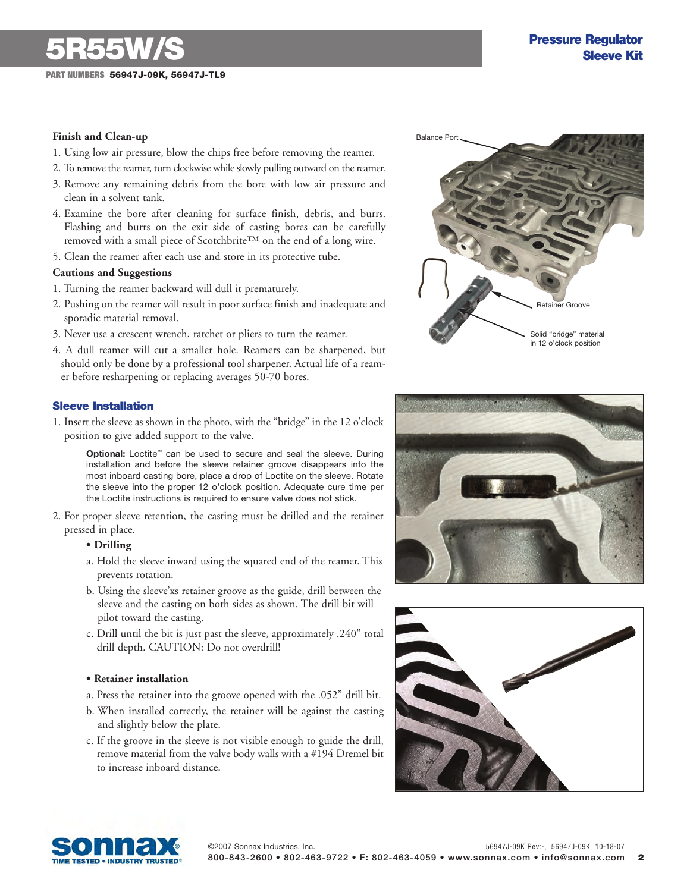# 5R55W/S

## Pressure Regulator Sleeve Kit

**PART NUMBERS 56947J-09K, 56947J-TL9**

### Finish and Clean-up

1. Using low air pressure, blow the chips free before removing the reamer.
2. To remove the reamer, turn clockwise while slowly pulling outward on the reamer.
3. Remove any remaining debris from the bore with low air pressure and clean in a solvent tank.
4. Examine the bore after cleaning for surface finish, debris, and burrs. Flashing and burrs on the exit side of casting bores can be carefully removed with a small piece of Scotchbrite™ on the end of a long wire.
5. Clean the reamer after each use and store in its protective tube.

### Cautions and Suggestions

1. Turning the reamer backward will dull it prematurely.
2. Pushing on the reamer will result in poor surface finish and inadequate and sporadic material removal.
3. Never use a crescent wrench, ratchet or pliers to turn the reamer.
4. A dull reamer will cut a smaller hole. Reamers can be sharpened, but should only be done by a professional tool sharpener. Actual life of a reamer before resharpening or replacing averages 50-70 bores.

Balance Port

Retainer Groove

Solid "bridge" material in 12 o'clock position

## Sleeve Installation

1. Insert the sleeve as shown in the photo, with the "bridge" in the 12 o'clock position to give added support to the valve.

   **Optional:** Loctite™ can be used to secure and seal the sleeve. During installation and before the sleeve retainer groove disappears into the most inboard casting bore, place a drop of Loctite on the sleeve. Rotate the sleeve into the proper 12 o'clock position. Adequate cure time per the Loctite instructions is required to ensure valve does not stick.

2. For proper sleeve retention, the casting must be drilled and the retainer pressed in place.

   **• Drilling**

   a. Hold the sleeve inward using the squared end of the reamer. This prevents rotation.

   b. Using the sleeve'xs retainer groove as the guide, drill between the sleeve and the casting on both sides as shown. The drill bit will pilot toward the casting.

   c. Drill until the bit is just past the sleeve, approximately .240" total drill depth. CAUTION: Do not overdrill!

   **• Retainer installation**

   a. Press the retainer into the groove opened with the .052" drill bit.

   b. When installed correctly, the retainer will be against the casting and slightly below the plate.

   c. If the groove in the sleeve is not visible enough to guide the drill, remove material from the valve body walls with a #194 Dremel bit to increase inboard distance.

©2007 Sonnax Industries, Inc.

56947J-09K Rev:-, 56947J-09K 10-18-07

800-843-2600 • 802-463-9722 • F: 802-463-4059 • www.sonnax.com • info@sonnax.com